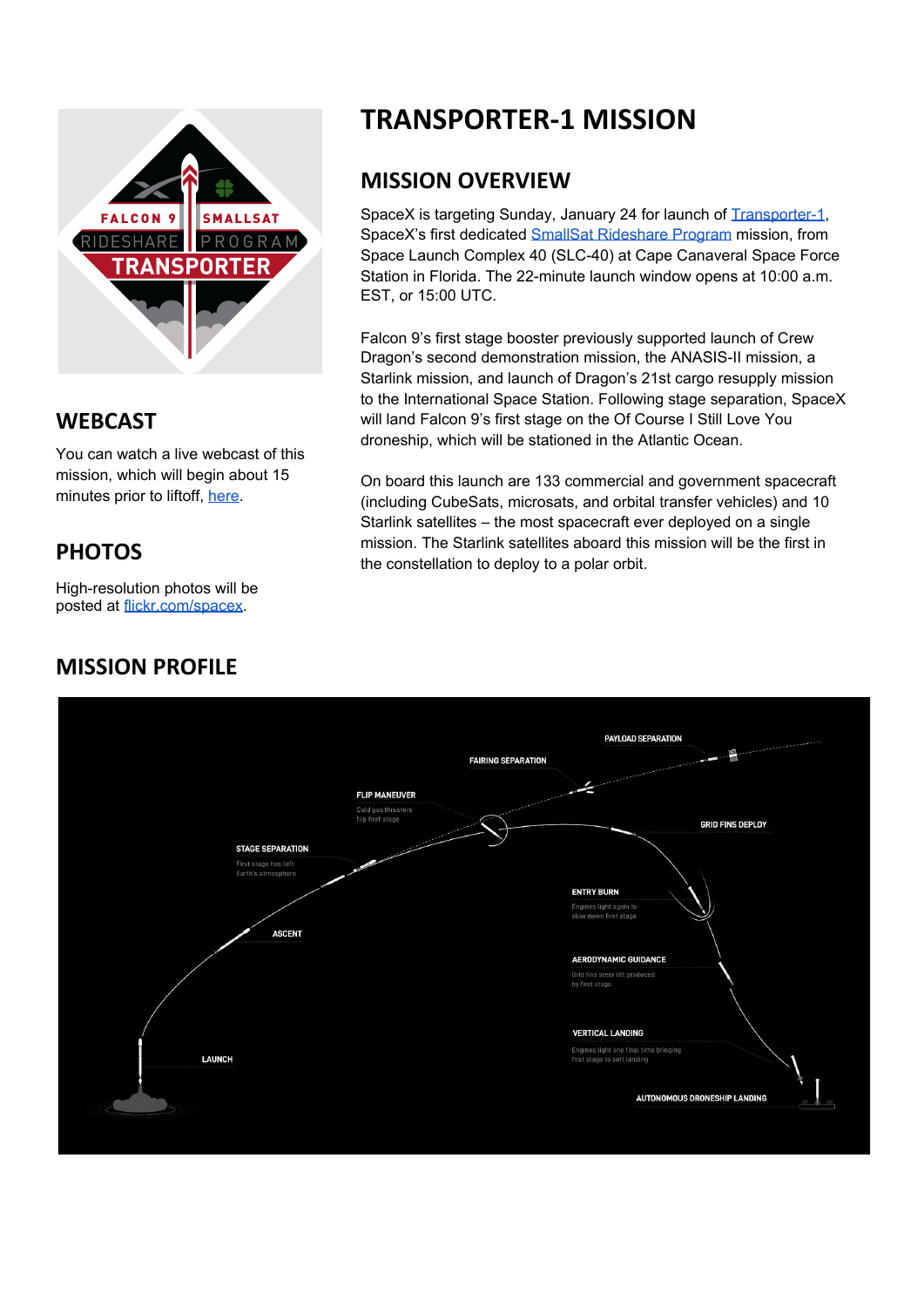# TRANSPORTER-1 MISSION

## MISSION OVERVIEW

SpaceX is targeting Sunday, January 24 for launch of Transporter-1, SpaceX's first dedicated SmallSat Rideshare Program mission, from Space Launch Complex 40 (SLC-40) at Cape Canaveral Space Force Station in Florida. The 22-minute launch window opens at 10:00 a.m. EST, or 15:00 UTC.

Falcon 9's first stage booster previously supported launch of Crew Dragon's second demonstration mission, the ANASIS-II mission, a Starlink mission, and launch of Dragon's 21st cargo resupply mission to the International Space Station. Following stage separation, SpaceX will land Falcon 9's first stage on the Of Course I Still Love You droneship, which will be stationed in the Atlantic Ocean.

On board this launch are 133 commercial and government spacecraft (including CubeSats, microsats, and orbital transfer vehicles) and 10 Starlink satellites – the most spacecraft ever deployed on a single mission. The Starlink satellites aboard this mission will be the first in the constellation to deploy to a polar orbit.

## WEBCAST

You can watch a live webcast of this mission, which will begin about 15 minutes prior to liftoff, here.

## PHOTOS

High-resolution photos will be posted at flickr.com/spacex.

## MISSION PROFILE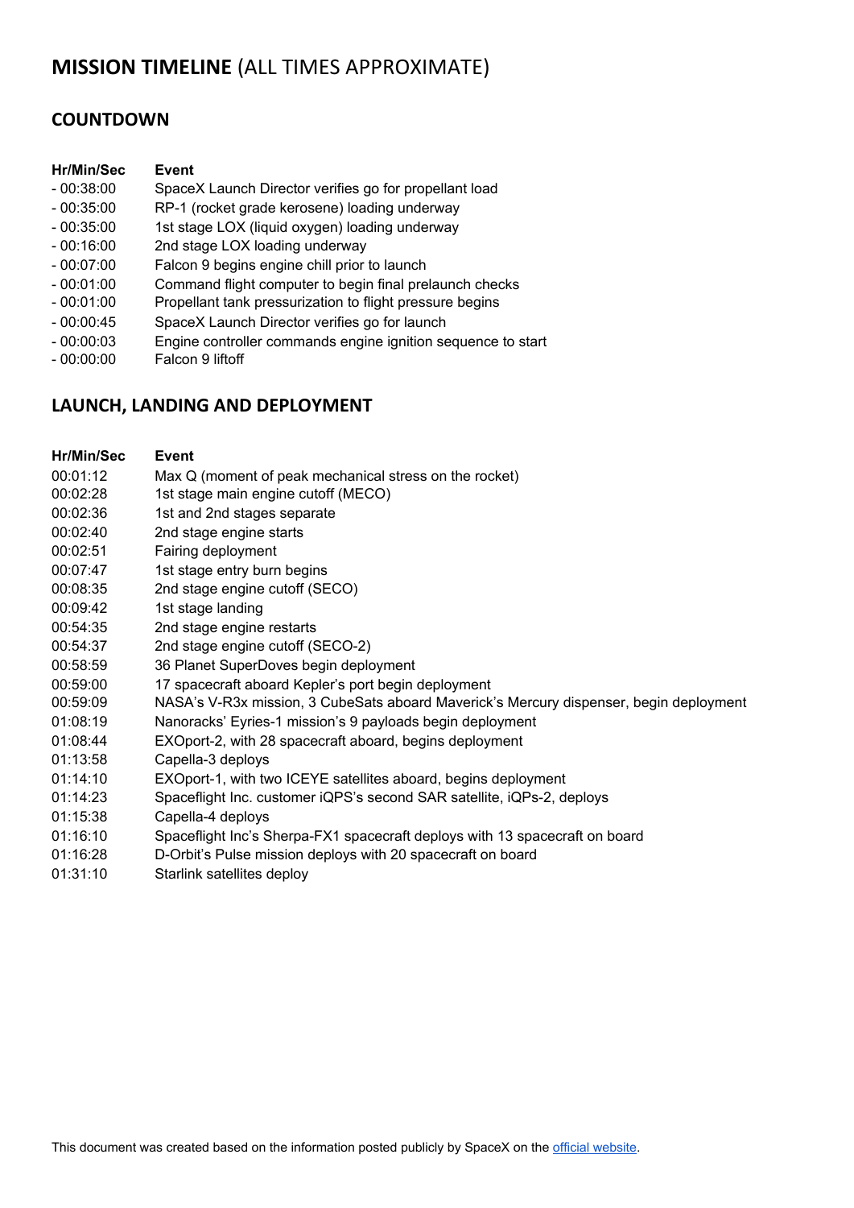# **MISSION TIMELINE** (ALL TIMES APPROXIMATE)

## COUNTDOWN

| Hr/Min/Sec | Event |
|---|---|
| - 00:38:00 | SpaceX Launch Director verifies go for propellant load |
| - 00:35:00 | RP-1 (rocket grade kerosene) loading underway |
| - 00:35:00 | 1st stage LOX (liquid oxygen) loading underway |
| - 00:16:00 | 2nd stage LOX loading underway |
| - 00:07:00 | Falcon 9 begins engine chill prior to launch |
| - 00:01:00 | Command flight computer to begin final prelaunch checks |
| - 00:01:00 | Propellant tank pressurization to flight pressure begins |
| - 00:00:45 | SpaceX Launch Director verifies go for launch |
| - 00:00:03 | Engine controller commands engine ignition sequence to start |
| - 00:00:00 | Falcon 9 liftoff |

## LAUNCH, LANDING AND DEPLOYMENT

| Hr/Min/Sec | Event |
|---|---|
| 00:01:12 | Max Q (moment of peak mechanical stress on the rocket) |
| 00:02:28 | 1st stage main engine cutoff (MECO) |
| 00:02:36 | 1st and 2nd stages separate |
| 00:02:40 | 2nd stage engine starts |
| 00:02:51 | Fairing deployment |
| 00:07:47 | 1st stage entry burn begins |
| 00:08:35 | 2nd stage engine cutoff (SECO) |
| 00:09:42 | 1st stage landing |
| 00:54:35 | 2nd stage engine restarts |
| 00:54:37 | 2nd stage engine cutoff (SECO-2) |
| 00:58:59 | 36 Planet SuperDoves begin deployment |
| 00:59:00 | 17 spacecraft aboard Kepler's port begin deployment |
| 00:59:09 | NASA's V-R3x mission, 3 CubeSats aboard Maverick's Mercury dispenser, begin deployment |
| 01:08:19 | Nanoracks' Eyries-1 mission's 9 payloads begin deployment |
| 01:08:44 | EXOport-2, with 28 spacecraft aboard, begins deployment |
| 01:13:58 | Capella-3 deploys |
| 01:14:10 | EXOport-1, with two ICEYE satellites aboard, begins deployment |
| 01:14:23 | Spaceflight Inc. customer iQPS's second SAR satellite, iQPs-2, deploys |
| 01:15:38 | Capella-4 deploys |
| 01:16:10 | Spaceflight Inc's Sherpa-FX1 spacecraft deploys with 13 spacecraft on board |
| 01:16:28 | D-Orbit's Pulse mission deploys with 20 spacecraft on board |
| 01:31:10 | Starlink satellites deploy |

This document was created based on the information posted publicly by SpaceX on the official website.